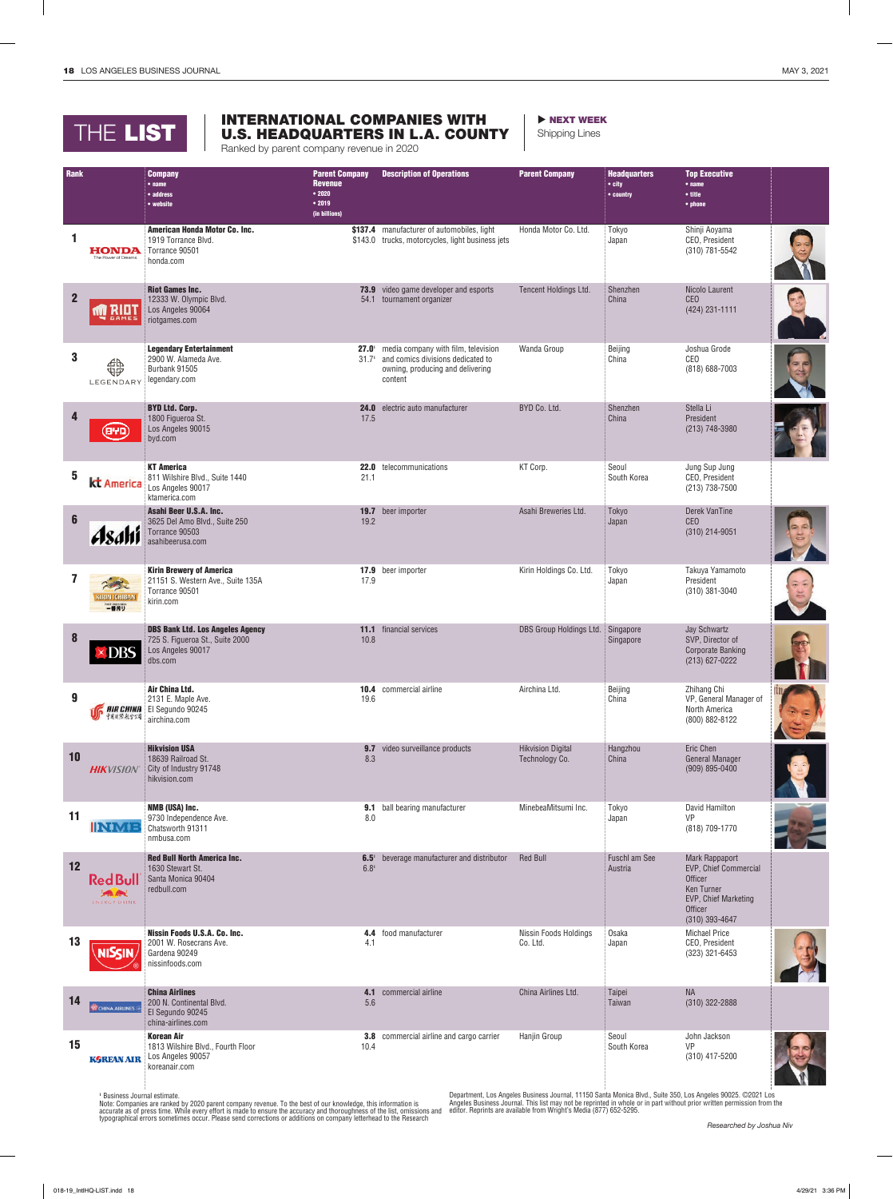# THE LIST

## INTERNATIONAL COMPANIES WITH U.S. HEADQUARTERS IN L.A. COUNTY

Ranked by parent company revenue in 2020

**NEXT WEEK** Shipping Lines

| Rank | Company • name • address • website | Parent Company Revenue • 2020 • 2019 (in billions) | Description of Operations | Parent Company | Headquarters • city • country | Top Executive • name • title • phone |
|---|---|---|---|---|---|---|
| 1 | **American Honda Motor Co. Inc.** 1919 Torrance Blvd. Torrance 90501 honda.com | **$137.4** $143.0 | manufacturer of automobiles, light trucks, motorcycles, light business jets | Honda Motor Co. Ltd. | Tokyo Japan | Shinji Aoyama CEO, President (310) 781-5542 |
| 2 | **Riot Games Inc.** 12333 W. Olympic Blvd. Los Angeles 90064 riotgames.com | **73.9** 54.1 | video game developer and esports tournament organizer | Tencent Holdings Ltd. | Shenzhen China | Nicolo Laurent CEO (424) 231-1111 |
| 3 | **Legendary Entertainment** 2900 W. Alameda Ave. Burbank 91505 legendary.com | **27.0**[1] 31.7[1] | media company with film, television and comics divisions dedicated to owning, producing and delivering content | Wanda Group | Beijing China | Joshua Grode CEO (818) 688-7003 |
| 4 | **BYD Ltd. Corp.** 1800 Figueroa St. Los Angeles 90015 byd.com | **24.0** 17.5 | electric auto manufacturer | BYD Co. Ltd. | Shenzhen China | Stella Li President (213) 748-3980 |
| 5 | **KT America** 811 Wilshire Blvd., Suite 1440 Los Angeles 90017 ktamerica.com | **22.0** 21.1 | telecommunications | KT Corp. | Seoul South Korea | Jung Sup Jung CEO, President (213) 738-7500 |
| 6 | **Asahi Beer U.S.A. Inc.** 3625 Del Amo Blvd., Suite 250 Torrance 90503 asahibeerusa.com | **19.7** 19.2 | beer importer | Asahi Breweries Ltd. | Tokyo Japan | Derek VanTine CEO (310) 214-9051 |
| 7 | **Kirin Brewery of America** 21151 S. Western Ave., Suite 135A Torrance 90501 kirin.com | **17.9** 17.9 | beer importer | Kirin Holdings Co. Ltd. | Tokyo Japan | Takuya Yamamoto President (310) 381-3040 |
| 8 | **DBS Bank Ltd. Los Angeles Agency** 725 S. Figueroa St., Suite 2000 Los Angeles 90017 dbs.com | **11.1** 10.8 | financial services | DBS Group Holdings Ltd. | Singapore Singapore | Jay Schwartz SVP, Director of Corporate Banking (213) 627-0222 |
| 9 | **Air China Ltd.** 2131 E. Maple Ave. El Segundo 90245 airchina.com | **10.4** 19.6 | commercial airline | Airchina Ltd. | Beijing China | Zhihang Chi VP, General Manager of North America (800) 882-8122 |
| 10 | **Hikvision USA** 18639 Railroad St. City of Industry 91748 hikvision.com | **9.7** 8.3 | video surveillance products | Hikvision Digital Technology Co. | Hangzhou China | Eric Chen General Manager (909) 895-0400 |
| 11 | **NMB (USA) Inc.** 9730 Independence Ave. Chatsworth 91311 nmbusa.com | **9.1** 8.0 | ball bearing manufacturer | MinebeaMitsumi Inc. | Tokyo Japan | David Hamilton VP (818) 709-1770 |
| 12 | **Red Bull North America Inc.** 1630 Stewart St. Santa Monica 90404 redbull.com | **6.5**[1] 6.8[1] | beverage manufacturer and distributor | Red Bull | Fuschl am See Austria | Mark Rappaport EVP, Chief Commercial Officer Ken Turner EVP, Chief Marketing Officer (310) 393-4647 |
| 13 | **Nissin Foods U.S.A. Co. Inc.** 2001 W. Rosecrans Ave. Gardena 90249 nissinfoods.com | **4.4** 4.1 | food manufacturer | Nissin Foods Holdings Co. Ltd. | Osaka Japan | Michael Price CEO, President (323) 321-6453 |
| 14 | **China Airlines** 200 N. Continental Blvd. El Segundo 90245 china-airlines.com | **4.1** 5.6 | commercial airline | China Airlines Ltd. | Taipei Taiwan | NA (310) 322-2888 |
| 15 | **Korean Air** 1813 Wilshire Blvd., Fourth Floor Los Angeles 90057 koreanair.com | **3.8** 10.4 | commercial airline and cargo carrier | Hanjin Group | Seoul South Korea | John Jackson VP (310) 417-5200 |

[1] Business Journal estimate.

Note: Companies are ranked by 2020 parent company revenue. To the best of our knowledge, this information is accurate as of press time. While every effort is made to ensure the accuracy and thoroughness of the list, omissions and typographical errors sometimes occur. Please send corrections or additions on company letterhead to the Research Department, Los Angeles Business Journal, 11150 Santa Monica Blvd., Suite 350, Los Angeles 90025. ©2021 Los Angeles Business Journal. This list may not be reprinted in whole or in part without prior written permission from the editor. Reprints are available from Wright's Media (877) 652-5295.

*Researched by Joshua Niv*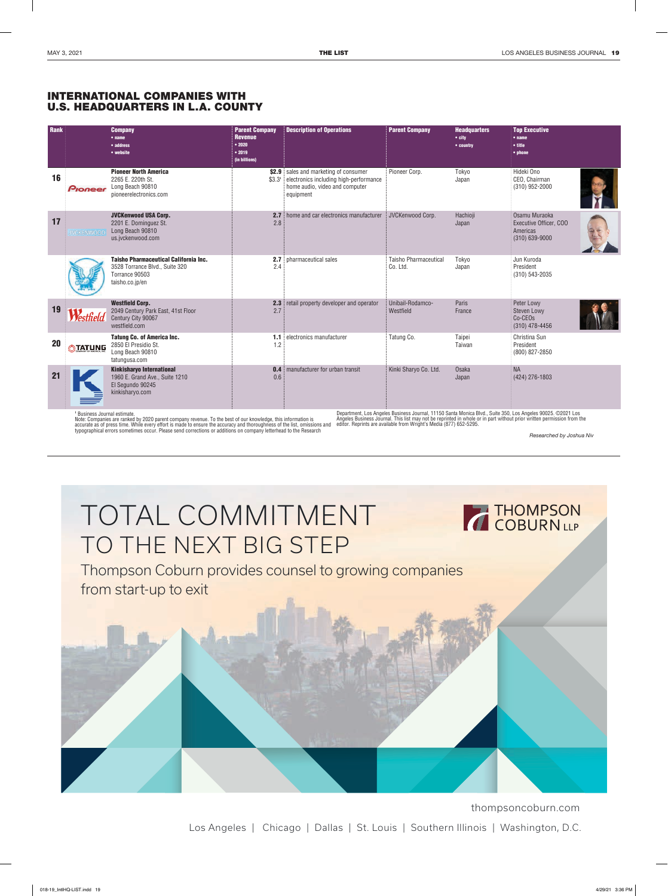## INTERNATIONAL COMPANIES WITH U.S. HEADQUARTERS IN L.A. COUNTY

| Rank | Company • name • address • website | Parent Company Revenue • 2020 • 2019 (in billions) | Description of Operations | Parent Company | Headquarters • city • country | Top Executive • name • title • phone |
|---|---|---|---|---|---|---|
| 16 | **Pioneer North America** 2265 E. 220th St. Long Beach 90810 pioneerelectronics.com | **$2.9** $3.3[1] | sales and marketing of consumer electronics including high-performance home audio, video and computer equipment | Pioneer Corp. | Tokyo Japan | Hideki Ono CEO, Chairman (310) 952-2000 |
| 17 | **JVCKenwood USA Corp.** 2201 E. Dominguez St. Long Beach 90810 us.jvckenwood.com | **2.7** 2.8 | home and car electronics manufacturer | JVCKenwood Corp. | Hachioji Japan | Osamu Muraoka Executive Officer, COO Americas (310) 639-9000 |
| | **Taisho Pharmaceutical California Inc.** 3528 Torrance Blvd., Suite 320 Torrance 90503 taisho.co.jp/en | **2.7** 2.4 | pharmaceutical sales | Taisho Pharmaceutical Co. Ltd. | Tokyo Japan | Jun Kuroda President (310) 543-2035 |
| 19 | **Westfield Corp.** 2049 Century Park East, 41st Floor Century City 90067 westfield.com | **2.3** 2.7 | retail property developer and operator | Unibail-Rodamco-Westfield | Paris France | Peter Lowy Steven Lowy Co-CEOs (310) 478-4456 |
| 20 | **Tatung Co. of America Inc.** 2850 El Presidio St. Long Beach 90810 tatungusa.com | **1.1** 1.2 | electronics manufacturer | Tatung Co. | Taipei Taiwan | Christina Sun President (800) 827-2850 |
| 21 | **Kinkisharyo International** 1960 E. Grand Ave., Suite 1210 El Segundo 90245 kinkisharyo.com | **0.4** 0.6 | manufacturer for urban transit | Kinki Sharyo Co. Ltd. | Osaka Japan | NA (424) 276-1803 |

[1] Business Journal estimate.

Note: Companies are ranked by 2020 parent company revenue. To the best of our knowledge, this information is accurate as of press time. While every effort is made to ensure the accuracy and thoroughness of the list, omissions and typographical errors sometimes occur. Please send corrections or additions on company letterhead to the Research Department, Los Angeles Business Journal, 11150 Santa Monica Blvd., Suite 350, Los Angeles 90025. ©2021 Los Angeles Business Journal. This list may not be reprinted in whole or in part without prior written permission from the editor. Reprints are available from Wright's Media (877) 652-5295.

*Researched by Joshua Niv*

TOTAL COMMITMENT TO THE NEXT BIG STEP

THOMPSON COBURN LLP

Thompson Coburn provides counsel to growing companies from start-up to exit

thompsoncoburn.com

Los Angeles | Chicago | Dallas | St. Louis | Southern Illinois | Washington, D.C.